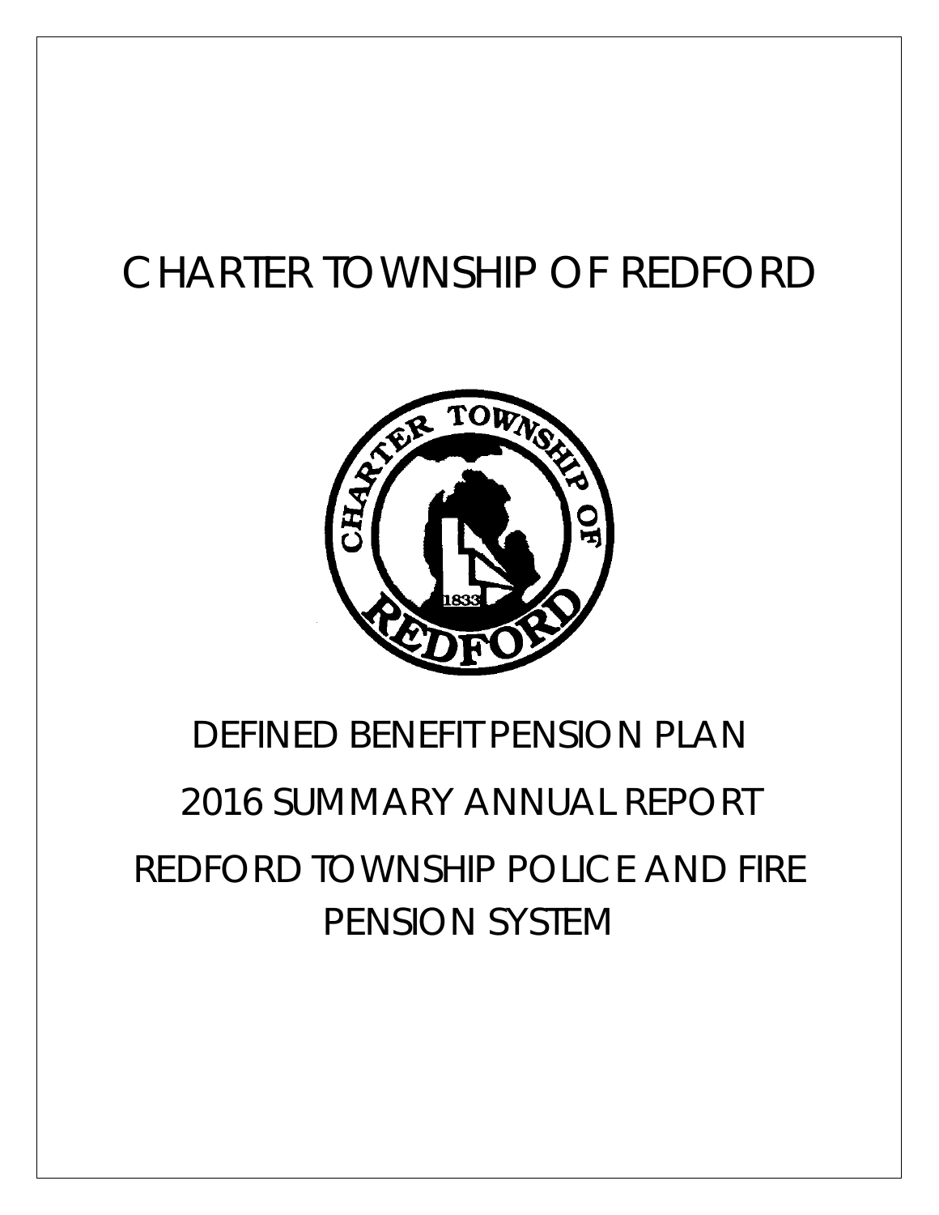# CHARTER TOWNSHIP OF REDFORD

## DEFINED BENEFIT PENSION PLAN

## 2016 SUMMARY ANNUAL REPORT

## REDFORD TOWNSHIP POLICE AND FIRE PENSION SYSTEM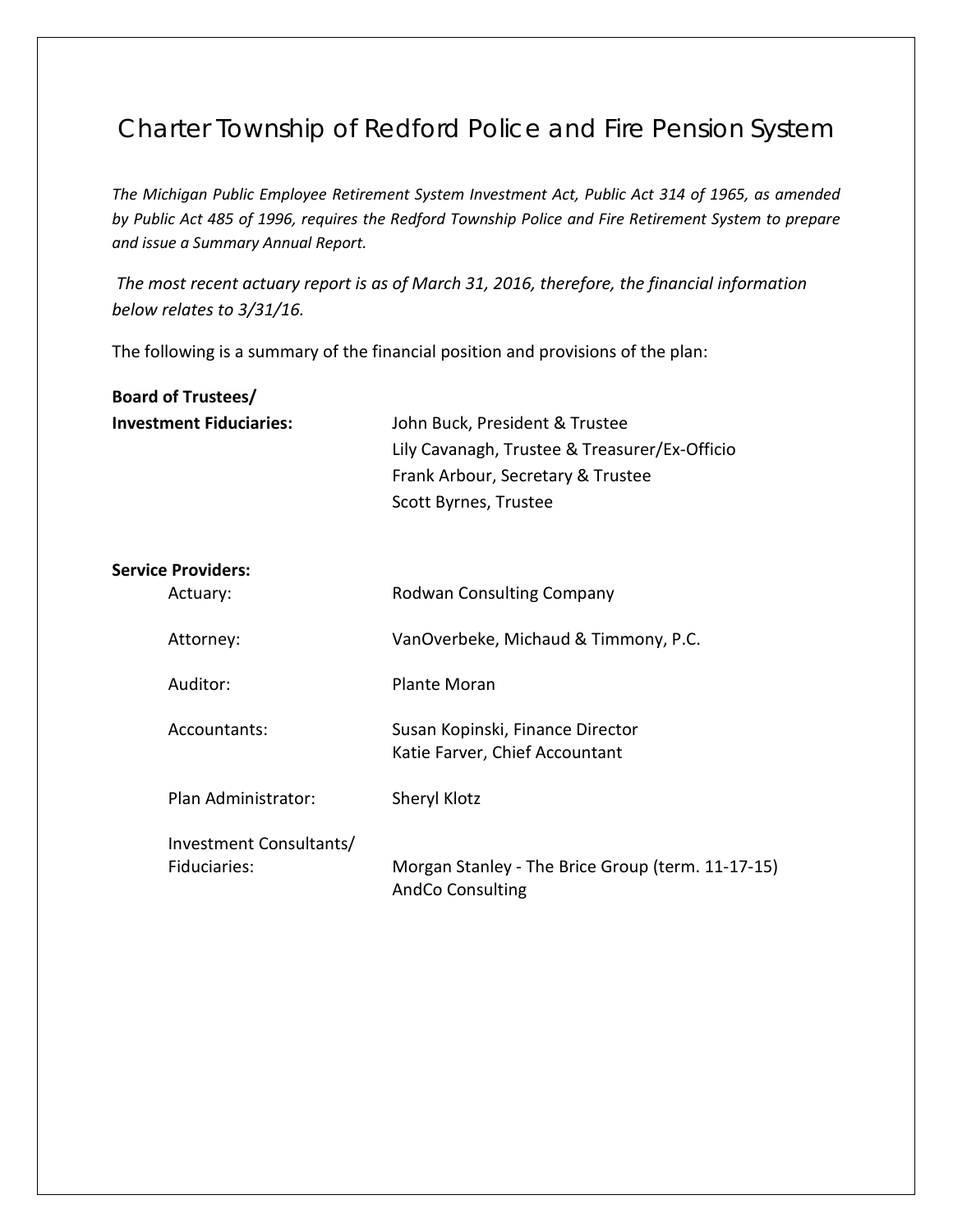# Charter Township of Redford Police and Fire Pension System

*The Michigan Public Employee Retirement System Investment Act, Public Act 314 of 1965, as amended by Public Act 485 of 1996, requires the Redford Township Police and Fire Retirement System to prepare and issue a Summary Annual Report.*

*The most recent actuary report is as of March 31, 2016, therefore, the financial information below relates to 3/31/16.*

The following is a summary of the financial position and provisions of the plan:

| | |
|---|---|
| **Board of Trustees/ Investment Fiduciaries:** | John Buck, President & Trustee<br>Lily Cavanagh, Trustee & Treasurer/Ex-Officio<br>Frank Arbour, Secretary & Trustee<br>Scott Byrnes, Trustee |

**Service Providers:**

| | |
|---|---|
| Actuary: | Rodwan Consulting Company |
| Attorney: | VanOverbeke, Michaud & Timmony, P.C. |
| Auditor: | Plante Moran |
| Accountants: | Susan Kopinski, Finance Director<br>Katie Farver, Chief Accountant |
| Plan Administrator: | Sheryl Klotz |
| Investment Consultants/ Fiduciaries: | Morgan Stanley - The Brice Group (term. 11-17-15)<br>AndCo Consulting |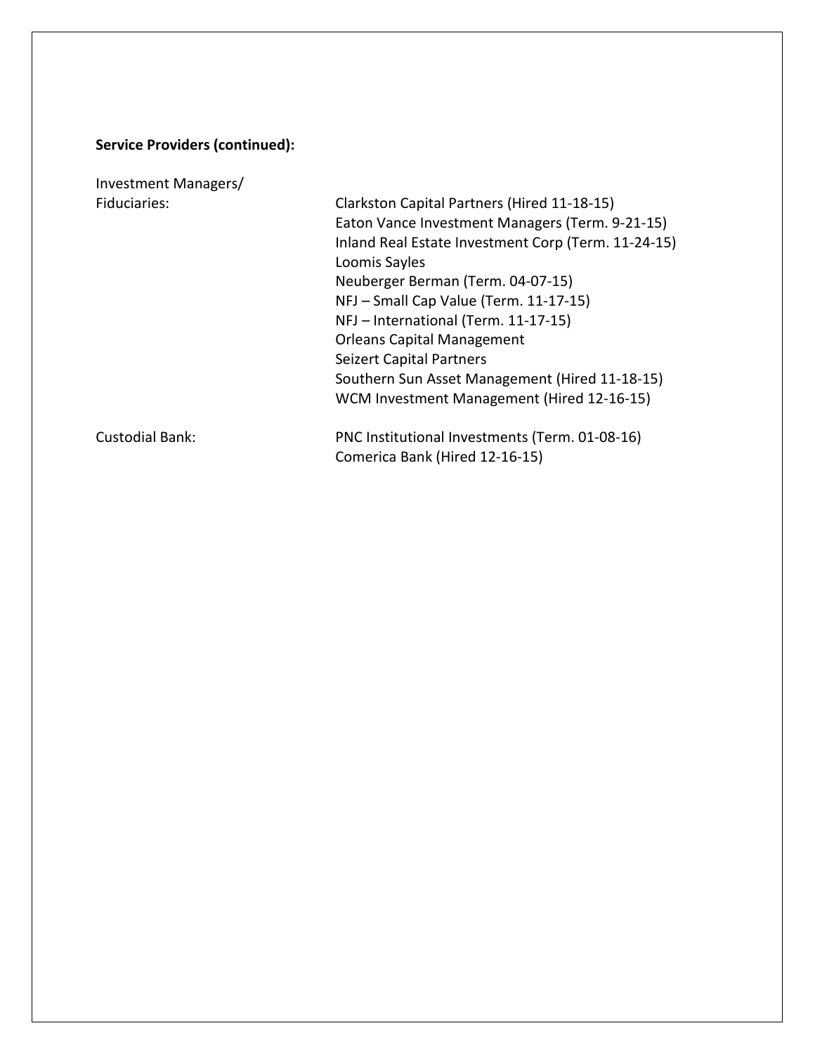**Service Providers (continued):**

| | |
|---|---|
| Investment Managers/ Fiduciaries: | Clarkston Capital Partners (Hired 11-18-15)<br>Eaton Vance Investment Managers (Term. 9-21-15)<br>Inland Real Estate Investment Corp (Term. 11-24-15)<br>Loomis Sayles<br>Neuberger Berman (Term. 04-07-15)<br>NFJ – Small Cap Value (Term. 11-17-15)<br>NFJ – International (Term. 11-17-15)<br>Orleans Capital Management<br>Seizert Capital Partners<br>Southern Sun Asset Management (Hired 11-18-15)<br>WCM Investment Management (Hired 12-16-15) |
| Custodial Bank: | PNC Institutional Investments (Term. 01-08-16)<br>Comerica Bank (Hired 12-16-15) |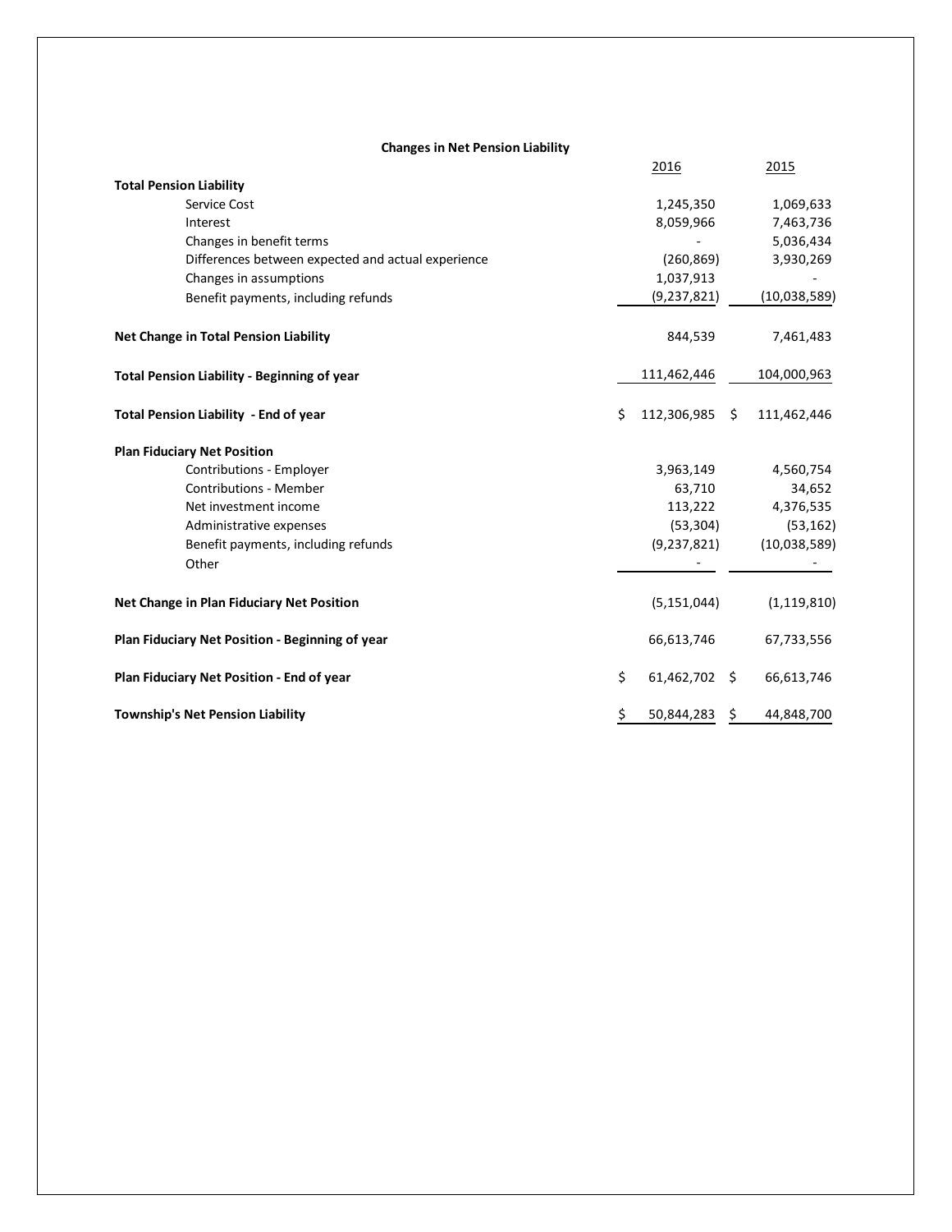**Changes in Net Pension Liability**

| | 2016 | 2015 |
|---|---|---|
| **Total Pension Liability** | | |
| Service Cost | 1,245,350 | 1,069,633 |
| Interest | 8,059,966 | 7,463,736 |
| Changes in benefit terms | - | 5,036,434 |
| Differences between expected and actual experience | (260,869) | 3,930,269 |
| Changes in assumptions | 1,037,913 | - |
| Benefit payments, including refunds | (9,237,821) | (10,038,589) |
| **Net Change in Total Pension Liability** | 844,539 | 7,461,483 |
| **Total Pension Liability - Beginning of year** | 111,462,446 | 104,000,963 |
| **Total Pension Liability - End of year** | $ 112,306,985 | $ 111,462,446 |
| **Plan Fiduciary Net Position** | | |
| Contributions - Employer | 3,963,149 | 4,560,754 |
| Contributions - Member | 63,710 | 34,652 |
| Net investment income | 113,222 | 4,376,535 |
| Administrative expenses | (53,304) | (53,162) |
| Benefit payments, including refunds | (9,237,821) | (10,038,589) |
| Other | - | - |
| **Net Change in Plan Fiduciary Net Position** | (5,151,044) | (1,119,810) |
| **Plan Fiduciary Net Position - Beginning of year** | 66,613,746 | 67,733,556 |
| **Plan Fiduciary Net Position - End of year** | $ 61,462,702 | $ 66,613,746 |
| **Township's Net Pension Liability** | $ 50,844,283 | $ 44,848,700 |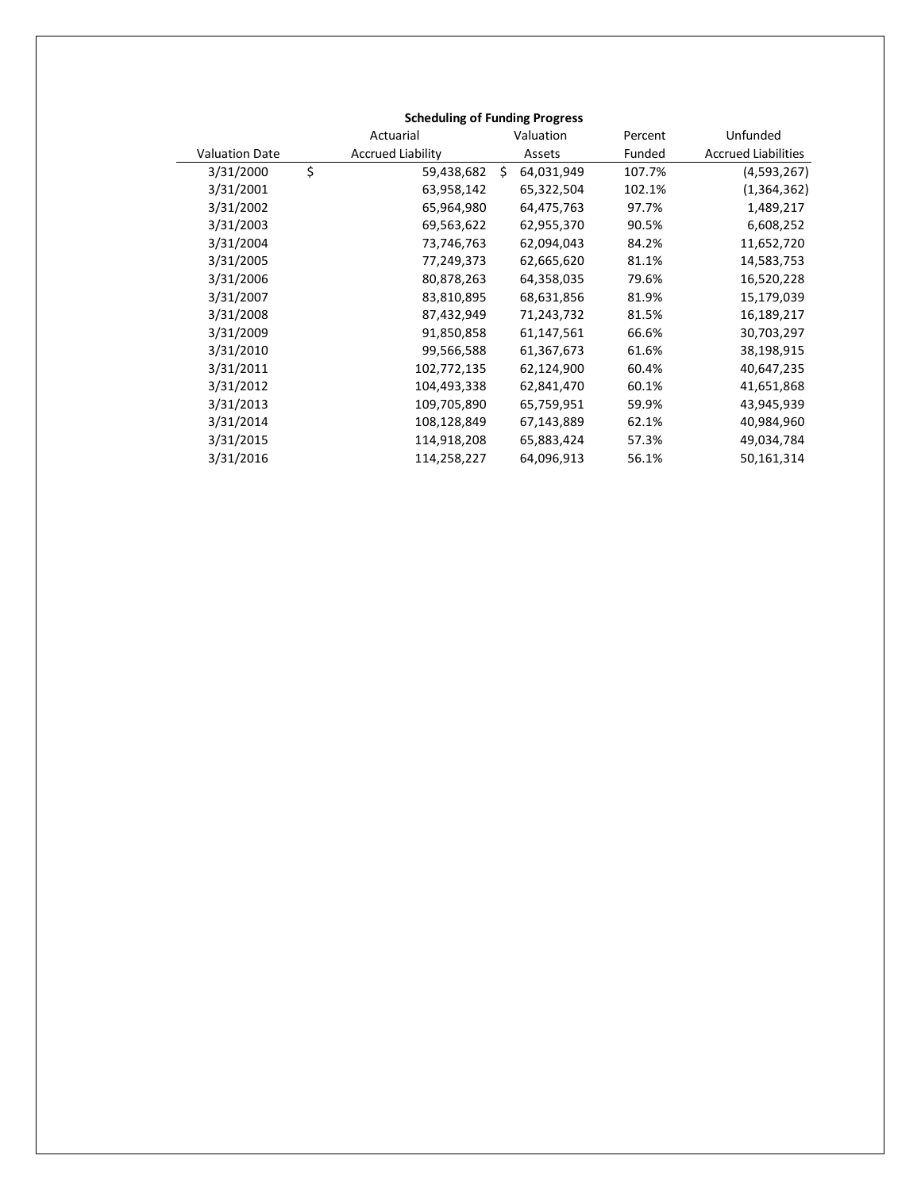**Scheduling of Funding Progress**

| Valuation Date | Actuarial Accrued Liability | Valuation Assets | Percent Funded | Unfunded Accrued Liabilities |
|---|---|---|---|---|
| 3/31/2000 | $ 59,438,682 | $ 64,031,949 | 107.7% | (4,593,267) |
| 3/31/2001 | 63,958,142 | 65,322,504 | 102.1% | (1,364,362) |
| 3/31/2002 | 65,964,980 | 64,475,763 | 97.7% | 1,489,217 |
| 3/31/2003 | 69,563,622 | 62,955,370 | 90.5% | 6,608,252 |
| 3/31/2004 | 73,746,763 | 62,094,043 | 84.2% | 11,652,720 |
| 3/31/2005 | 77,249,373 | 62,665,620 | 81.1% | 14,583,753 |
| 3/31/2006 | 80,878,263 | 64,358,035 | 79.6% | 16,520,228 |
| 3/31/2007 | 83,810,895 | 68,631,856 | 81.9% | 15,179,039 |
| 3/31/2008 | 87,432,949 | 71,243,732 | 81.5% | 16,189,217 |
| 3/31/2009 | 91,850,858 | 61,147,561 | 66.6% | 30,703,297 |
| 3/31/2010 | 99,566,588 | 61,367,673 | 61.6% | 38,198,915 |
| 3/31/2011 | 102,772,135 | 62,124,900 | 60.4% | 40,647,235 |
| 3/31/2012 | 104,493,338 | 62,841,470 | 60.1% | 41,651,868 |
| 3/31/2013 | 109,705,890 | 65,759,951 | 59.9% | 43,945,939 |
| 3/31/2014 | 108,128,849 | 67,143,889 | 62.1% | 40,984,960 |
| 3/31/2015 | 114,918,208 | 65,883,424 | 57.3% | 49,034,784 |
| 3/31/2016 | 114,258,227 | 64,096,913 | 56.1% | 50,161,314 |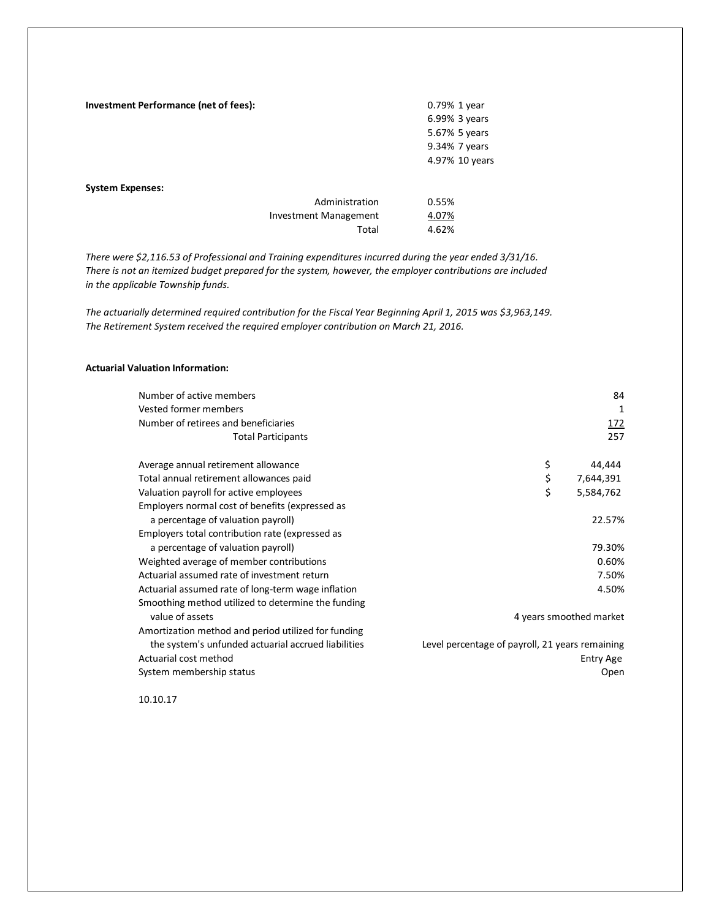**Investment Performance (net of fees):**

| | |
|---|---|
| 0.79% | 1 year |
| 6.99% | 3 years |
| 5.67% | 5 years |
| 9.34% | 7 years |
| 4.97% | 10 years |

**System Expenses:**

| | |
|---|---|
| Administration | 0.55% |
| Investment Management | 4.07% |
| Total | 4.62% |

*There were $2,116.53 of Professional and Training expenditures incurred during the year ended 3/31/16. There is not an itemized budget prepared for the system, however, the employer contributions are included in the applicable Township funds.*

*The actuarially determined required contribution for the Fiscal Year Beginning April 1, 2015 was $3,963,149. The Retirement System received the required employer contribution on March 21, 2016.*

**Actuarial Valuation Information:**

| | |
|---|---|
| Number of active members | 84 |
| Vested former members | 1 |
| Number of retirees and beneficiaries | 172 |
| Total Participants | 257 |
| | |
| Average annual retirement allowance | $ 44,444 |
| Total annual retirement allowances paid | $ 7,644,391 |
| Valuation payroll for active employees | $ 5,584,762 |
| Employers normal cost of benefits (expressed as a percentage of valuation payroll) | 22.57% |
| Employers total contribution rate (expressed as a percentage of valuation payroll) | 79.30% |
| Weighted average of member contributions | 0.60% |
| Actuarial assumed rate of investment return | 7.50% |
| Actuarial assumed rate of long-term wage inflation | 4.50% |
| Smoothing method utilized to determine the funding value of assets | 4 years smoothed market |
| Amortization method and period utilized for funding the system's unfunded actuarial accrued liabilities | Level percentage of payroll, 21 years remaining |
| Actuarial cost method | Entry Age |
| System membership status | Open |

10.10.17